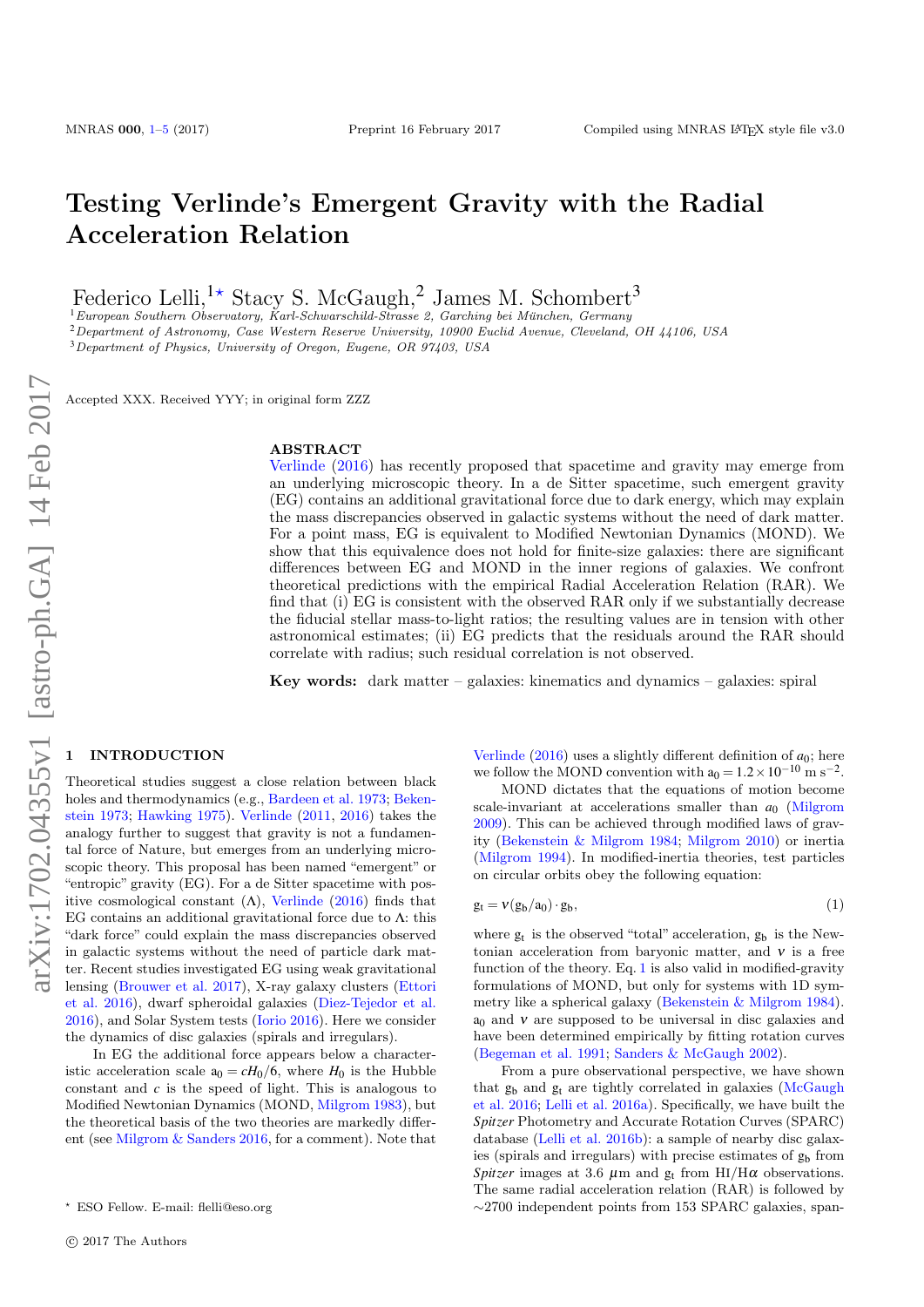# Testing Verlinde's Emergent Gravity with the Radial Acceleration Relation

Federico Lelli,[1★] Stacy S. McGaugh,[2] James M. Schombert[3]

[1]European Southern Observatory, Karl-Schwarschild-Strasse 2, Garching bei München, Germany
[2]Department of Astronomy, Case Western Reserve University, 10900 Euclid Avenue, Cleveland, OH 44106, USA
[3]Department of Physics, University of Oregon, Eugene, OR 97403, USA

Accepted XXX. Received YYY; in original form ZZZ

## ABSTRACT

Verlinde (2016) has recently proposed that spacetime and gravity may emerge from an underlying microscopic theory. In a de Sitter spacetime, such emergent gravity (EG) contains an additional gravitational force due to dark energy, which may explain the mass discrepancies observed in galactic systems without the need of dark matter. For a point mass, EG is equivalent to Modified Newtonian Dynamics (MOND). We show that this equivalence does not hold for finite-size galaxies: there are significant differences between EG and MOND in the inner regions of galaxies. We confront theoretical predictions with the empirical Radial Acceleration Relation (RAR). We find that (i) EG is consistent with the observed RAR only if we substantially decrease the fiducial stellar mass-to-light ratios; the resulting values are in tension with other astronomical estimates; (ii) EG predicts that the residuals around the RAR should correlate with radius; such residual correlation is not observed.

**Key words:** dark matter – galaxies: kinematics and dynamics – galaxies: spiral

## 1 INTRODUCTION

Theoretical studies suggest a close relation between black holes and thermodynamics (e.g., Bardeen et al. 1973; Bekenstein 1973; Hawking 1975). Verlinde (2011, 2016) takes the analogy further to suggest that gravity is not a fundamental force of Nature, but emerges from an underlying microscopic theory. This proposal has been named "emergent" or "entropic" gravity (EG). For a de Sitter spacetime with positive cosmological constant ($\Lambda$), Verlinde (2016) finds that EG contains an additional gravitational force due to $\Lambda$: this "dark force" could explain the mass discrepancies observed in galactic systems without the need of particle dark matter. Recent studies investigated EG using weak gravitational lensing (Brouwer et al. 2017), X-ray galaxy clusters (Ettori et al. 2016), dwarf spheroidal galaxies (Diez-Tejedor et al. 2016), and Solar System tests (Iorio 2016). Here we consider the dynamics of disc galaxies (spirals and irregulars).

In EG the additional force appears below a characteristic acceleration scale $a_0 = cH_0/6$, where $H_0$ is the Hubble constant and $c$ is the speed of light. This is analogous to Modified Newtonian Dynamics (MOND, Milgrom 1983), but the theoretical basis of the two theories are markedly different (see Milgrom & Sanders 2016, for a comment). Note that Verlinde (2016) uses a slightly different definition of $a_0$; here we follow the MOND convention with $a_0 = 1.2 \times 10^{-10}$ m s$^{-2}$.

MOND dictates that the equations of motion become scale-invariant at accelerations smaller than $a_0$ (Milgrom 2009). This can be achieved through modified laws of gravity (Bekenstein & Milgrom 1984; Milgrom 2010) or inertia (Milgrom 1994). In modified-inertia theories, test particles on circular orbits obey the following equation:

$$g_t = \nu(g_b/a_0) \cdot g_b, \tag{1}$$

where $g_t$ is the observed "total" acceleration, $g_b$ is the Newtonian acceleration from baryonic matter, and $\nu$ is a free function of the theory. Eq. 1 is also valid in modified-gravity formulations of MOND, but only for systems with 1D symmetry like a spherical galaxy (Bekenstein & Milgrom 1984). $a_0$ and $\nu$ are supposed to be universal in disc galaxies and have been determined empirically by fitting rotation curves (Begeman et al. 1991; Sanders & McGaugh 2002).

From a pure observational perspective, we have shown that $g_b$ and $g_t$ are tightly correlated in galaxies (McGaugh et al. 2016; Lelli et al. 2016a). Specifically, we have built the *Spitzer* Photometry and Accurate Rotation Curves (SPARC) database (Lelli et al. 2016b): a sample of nearby disc galaxies (spirals and irregulars) with precise estimates of $g_b$ from *Spitzer* images at 3.6 $\mu$m and $g_t$ from HI/H$\alpha$ observations. The same radial acceleration relation (RAR) is followed by ∼2700 independent points from 153 SPARC galaxies, span-

★ ESO Fellow. E-mail: flelli@eso.org

© 2017 The Authors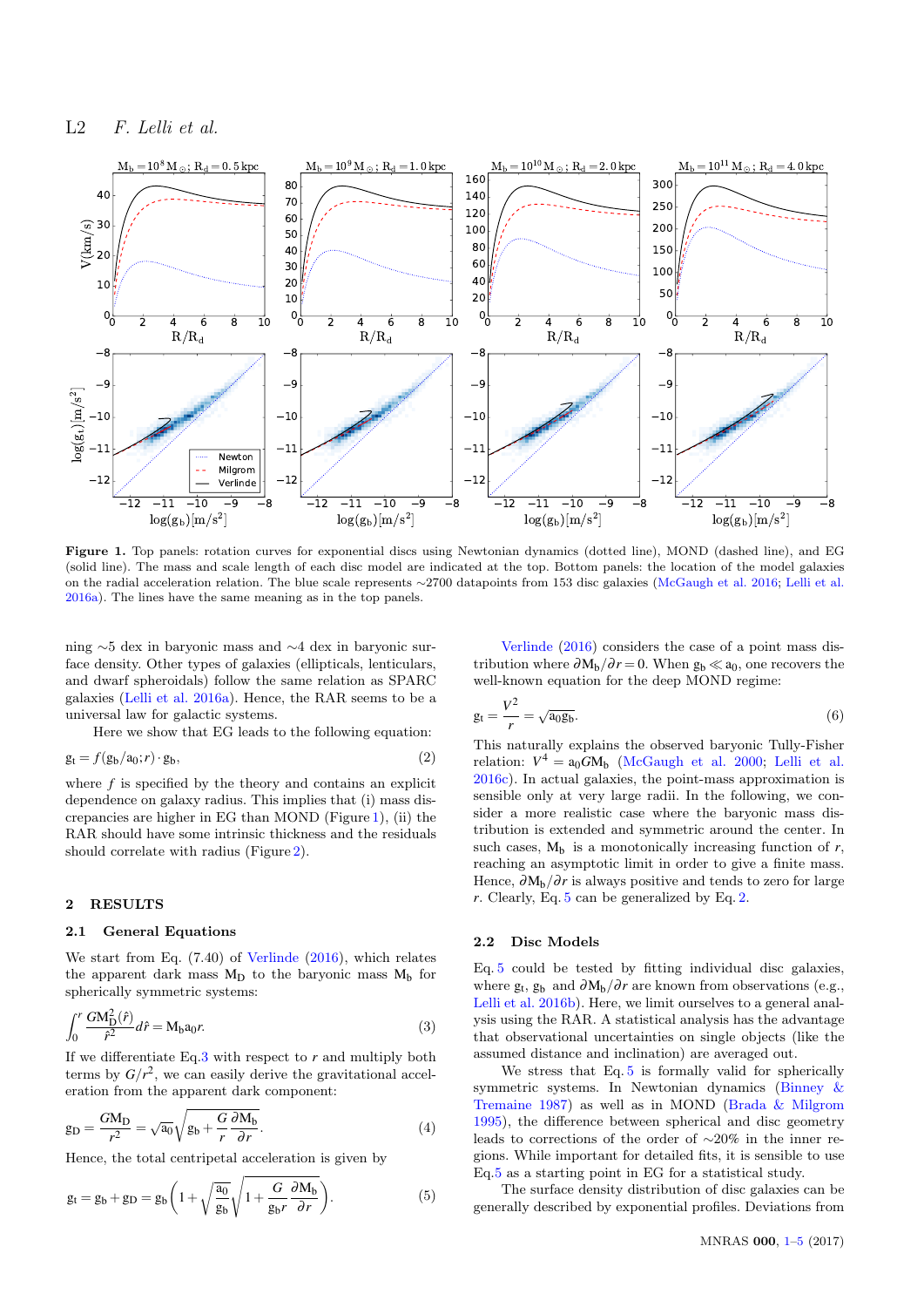**Figure 1.** Top panels: rotation curves for exponential discs using Newtonian dynamics (dotted line), MOND (dashed line), and EG (solid line). The mass and scale length of each disc model are indicated at the top. Bottom panels: the location of the model galaxies on the radial acceleration relation. The blue scale represents ∼2700 datapoints from 153 disc galaxies (McGaugh et al. 2016; Lelli et al. 2016a). The lines have the same meaning as in the top panels.

ning ∼5 dex in baryonic mass and ∼4 dex in baryonic surface density. Other types of galaxies (ellipticals, lenticulars, and dwarf spheroidals) follow the same relation as SPARC galaxies (Lelli et al. 2016a). Hence, the RAR seems to be a universal law for galactic systems.

Here we show that EG leads to the following equation:

$$g_t = f(g_b/a_0; r) \cdot g_b, \tag{2}$$

where $f$ is specified by the theory and contains an explicit dependence on galaxy radius. This implies that (i) mass discrepancies are higher in EG than MOND (Figure 1), (ii) the RAR should have some intrinsic thickness and the residuals should correlate with radius (Figure 2).

## 2 RESULTS

### 2.1 General Equations

We start from Eq. (7.40) of Verlinde (2016), which relates the apparent dark mass $M_D$ to the baryonic mass $M_b$ for spherically symmetric systems:

$$\int_0^r \frac{G M_D^2(\hat{r})}{\hat{r}^2} d\hat{r} = M_b a_0 r. \tag{3}$$

If we differentiate Eq.3 with respect to $r$ and multiply both terms by $G/r^2$, we can easily derive the gravitational acceleration from the apparent dark component:

$$g_D = \frac{G M_D}{r^2} = \sqrt{a_0}\sqrt{g_b + \frac{G}{r}\frac{\partial M_b}{\partial r}}. \tag{4}$$

Hence, the total centripetal acceleration is given by

$$g_t = g_b + g_D = g_b\left(1 + \sqrt{\frac{a_0}{g_b}}\sqrt{1 + \frac{G}{g_b r}\frac{\partial M_b}{\partial r}}\right). \tag{5}$$

Verlinde (2016) considers the case of a point mass distribution where $\partial M_b/\partial r = 0$. When $g_b \ll a_0$, one recovers the well-known equation for the deep MOND regime:

$$g_t = \frac{V^2}{r} = \sqrt{a_0 g_b}. \tag{6}$$

This naturally explains the observed baryonic Tully-Fisher relation: $V^4 = a_0 G M_b$ (McGaugh et al. 2000; Lelli et al. 2016c). In actual galaxies, the point-mass approximation is sensible only at very large radii. In the following, we consider a more realistic case where the baryonic mass distribution is extended and symmetric around the center. In such cases, $M_b$ is a monotonically increasing function of $r$, reaching an asymptotic limit in order to give a finite mass. Hence, $\partial M_b/\partial r$ is always positive and tends to zero for large $r$. Clearly, Eq. 5 can be generalized by Eq. 2.

### 2.2 Disc Models

Eq. 5 could be tested by fitting individual disc galaxies, where $g_t$, $g_b$ and $\partial M_b/\partial r$ are known from observations (e.g., Lelli et al. 2016b). Here, we limit ourselves to a general analysis using the RAR. A statistical analysis has the advantage that observational uncertainties on single objects (like the assumed distance and inclination) are averaged out.

We stress that Eq. 5 is formally valid for spherically symmetric systems. In Newtonian dynamics (Binney & Tremaine 1987) as well as in MOND (Brada & Milgrom 1995), the difference between spherical and disc geometry leads to corrections of the order of ∼20% in the inner regions. While important for detailed fits, it is sensible to use Eq.5 as a starting point in EG for a statistical study.

The surface density distribution of disc galaxies can be generally described by exponential profiles. Deviations from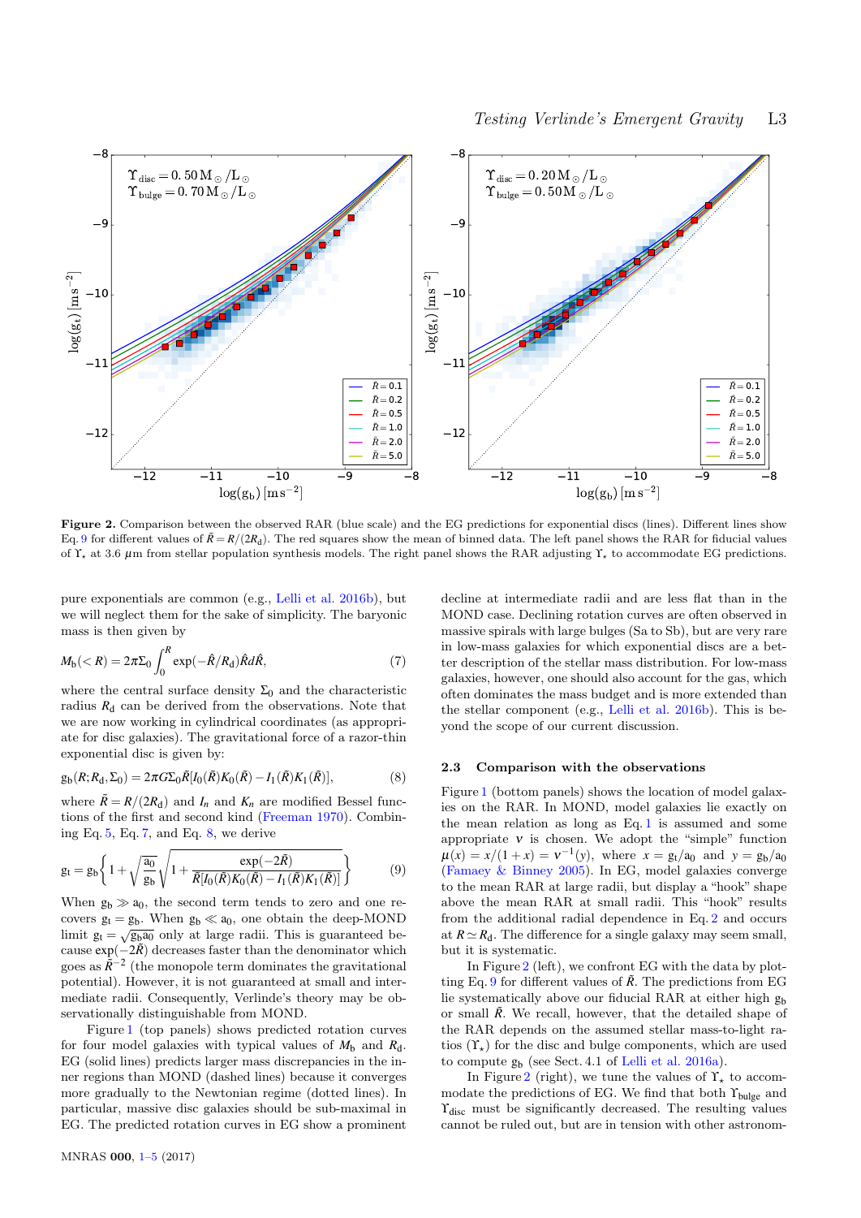**Figure 2.** Comparison between the observed RAR (blue scale) and the EG predictions for exponential discs (lines). Different lines show Eq. 9 for different values of $\tilde{R} = R/(2R_d)$. The red squares show the mean of binned data. The left panel shows the RAR for fiducial values of $\Upsilon_\star$ at 3.6 $\mu$m from stellar population synthesis models. The right panel shows the RAR adjusting $\Upsilon_\star$ to accommodate EG predictions.

pure exponentials are common (e.g., Lelli et al. 2016b), but we will neglect them for the sake of simplicity. The baryonic mass is then given by

$$M_b(<R) = 2\pi\Sigma_0 \int_0^R \exp(-\hat{R}/R_d)\hat{R}d\hat{R}, \tag{7}$$

where the central surface density $\Sigma_0$ and the characteristic radius $R_d$ can be derived from the observations. Note that we are now working in cylindrical coordinates (as appropriate for disc galaxies). The gravitational force of a razor-thin exponential disc is given by:

$$g_b(R; R_d, \Sigma_0) = 2\pi G\Sigma_0 \tilde{R}[I_0(\tilde{R})K_0(\tilde{R}) - I_1(\tilde{R})K_1(\tilde{R})], \tag{8}$$

where $\tilde{R} = R/(2R_d)$ and $I_n$ and $K_n$ are modified Bessel functions of the first and second kind (Freeman 1970). Combining Eq. 5, Eq. 7, and Eq. 8, we derive

$$g_t = g_b\left\{1 + \sqrt{\frac{a_0}{g_b}}\sqrt{1 + \frac{\exp(-2\tilde{R})}{\tilde{R}[I_0(\tilde{R})K_0(\tilde{R}) - I_1(\tilde{R})K_1(\tilde{R})]}}\right\} \tag{9}$$

When $g_b \gg a_0$, the second term tends to zero and one recovers $g_t = g_b$. When $g_b \ll a_0$, one obtain the deep-MOND limit $g_t = \sqrt{g_b a_0}$ only at large radii. This is guaranteed because $\exp(-2\tilde{R})$ decreases faster than the denominator which goes as $\tilde{R}^{-2}$ (the monopole term dominates the gravitational potential). However, it is not guaranteed at small and intermediate radii. Consequently, Verlinde's theory may be observationally distinguishable from MOND.

Figure 1 (top panels) shows predicted rotation curves for four model galaxies with typical values of $M_b$ and $R_d$. EG (solid lines) predicts larger mass discrepancies in the inner regions than MOND (dashed lines) because it converges more gradually to the Newtonian regime (dotted lines). In particular, massive disc galaxies should be sub-maximal in EG. The predicted rotation curves in EG show a prominent decline at intermediate radii and are less flat than in the MOND case. Declining rotation curves are often observed in massive spirals with large bulges (Sa to Sb), but are very rare in low-mass galaxies for which exponential discs are a better description of the stellar mass distribution. For low-mass galaxies, however, one should also account for the gas, which often dominates the mass budget and is more extended than the stellar component (e.g., Lelli et al. 2016b). This is beyond the scope of our current discussion.

### 2.3 Comparison with the observations

Figure 1 (bottom panels) shows the location of model galaxies on the RAR. In MOND, model galaxies lie exactly on the mean relation as long as Eq. 1 is assumed and some appropriate $\nu$ is chosen. We adopt the "simple" function $\mu(x) = x/(1+x) = \nu^{-1}(y)$, where $x = g_t/a_0$ and $y = g_b/a_0$ (Famaey & Binney 2005). In EG, model galaxies converge to the mean RAR at large radii, but display a "hook" shape above the mean RAR at small radii. This "hook" results from the additional radial dependence in Eq. 2 and occurs at $R \simeq R_d$. The difference for a single galaxy may seem small, but it is systematic.

In Figure 2 (left), we confront EG with the data by plotting Eq. 9 for different values of $\tilde{R}$. The predictions from EG lie systematically above our fiducial RAR at either high $g_b$ or small $\tilde{R}$. We recall, however, that the detailed shape of the RAR depends on the assumed stellar mass-to-light ratios ($\Upsilon_\star$) for the disc and bulge components, which are used to compute $g_b$ (see Sect. 4.1 of Lelli et al. 2016a).

In Figure 2 (right), we tune the values of $\Upsilon_\star$ to accommodate the predictions of EG. We find that both $\Upsilon_{\rm bulge}$ and $\Upsilon_{\rm disc}$ must be significantly decreased. The resulting values cannot be ruled out, but are in tension with other astronom-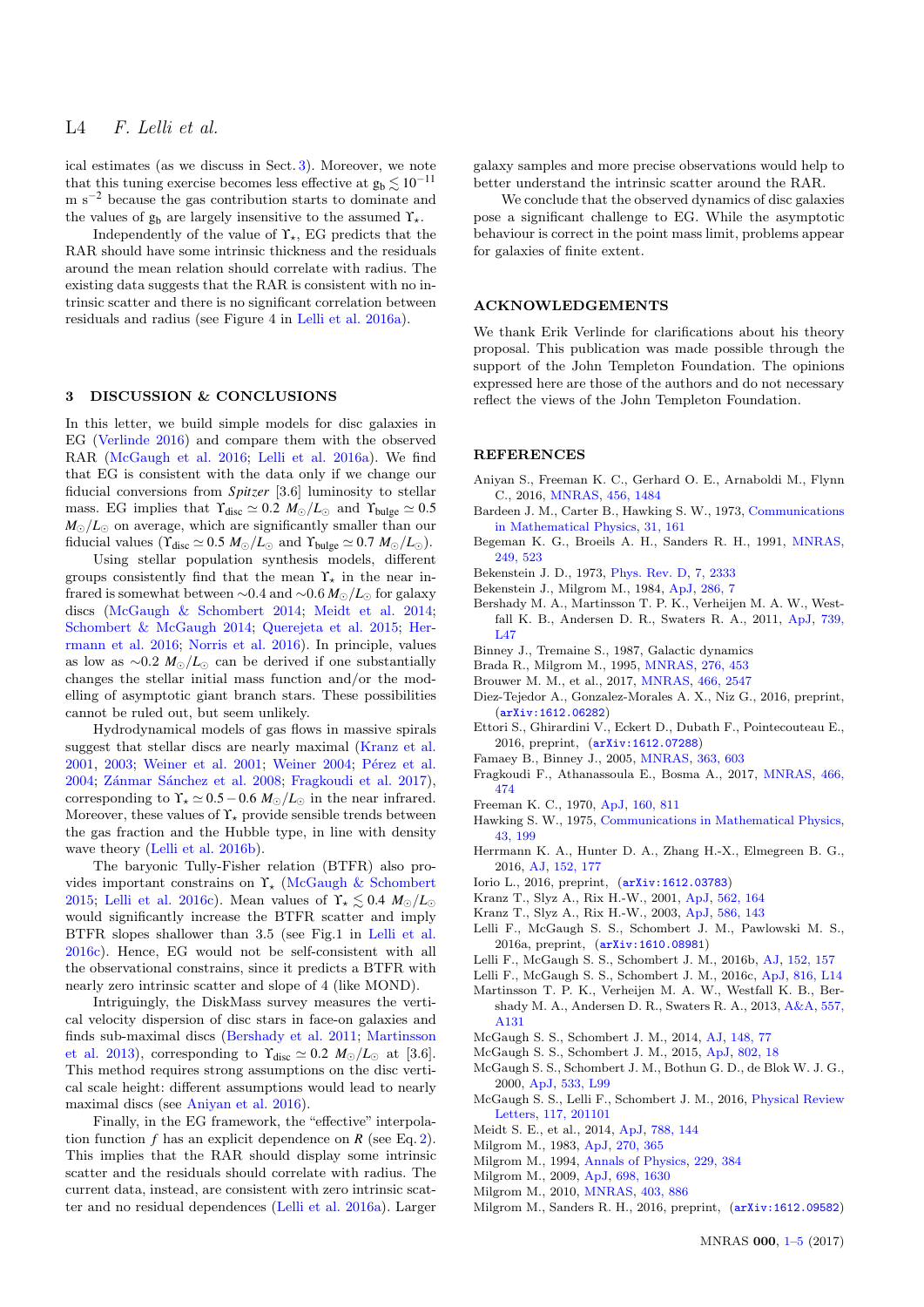ical estimates (as we discuss in Sect. 3). Moreover, we note that this tuning exercise becomes less effective at $g_b \lesssim 10^{-11}$ m s$^{-2}$ because the gas contribution starts to dominate and the values of $g_b$ are largely insensitive to the assumed $\Upsilon_\star$.

Independently of the value of $\Upsilon_\star$, EG predicts that the RAR should have some intrinsic thickness and the residuals around the mean relation should correlate with radius. The existing data suggests that the RAR is consistent with no intrinsic scatter and there is no significant correlation between residuals and radius (see Figure 4 in Lelli et al. 2016a).

## 3 DISCUSSION & CONCLUSIONS

In this letter, we build simple models for disc galaxies in EG (Verlinde 2016) and compare them with the observed RAR (McGaugh et al. 2016; Lelli et al. 2016a). We find that EG is consistent with the data only if we change our fiducial conversions from *Spitzer* [3.6] luminosity to stellar mass. EG implies that $\Upsilon_{\rm disc} \simeq 0.2$ $M_\odot/L_\odot$ and $\Upsilon_{\rm bulge} \simeq 0.5$ $M_\odot/L_\odot$ on average, which are significantly smaller than our fiducial values ($\Upsilon_{\rm disc} \simeq 0.5$ $M_\odot/L_\odot$ and $\Upsilon_{\rm bulge} \simeq 0.7$ $M_\odot/L_\odot$).

Using stellar population synthesis models, different groups consistently find that the mean $\Upsilon_\star$ in the near infrared is somewhat between $\sim$0.4 and $\sim$0.6 $M_\odot/L_\odot$ for galaxy discs (McGaugh & Schombert 2014; Meidt et al. 2014; Schombert & McGaugh 2014; Querejeta et al. 2015; Herrmann et al. 2016; Norris et al. 2016). In principle, values as low as $\sim$0.2 $M_\odot/L_\odot$ can be derived if one substantially changes the stellar initial mass function and/or the modelling of asymptotic giant branch stars. These possibilities cannot be ruled out, but seem unlikely.

Hydrodynamical models of gas flows in massive spirals suggest that stellar discs are nearly maximal (Kranz et al. 2001, 2003; Weiner et al. 2001; Weiner 2004; Pérez et al. 2004; Zánmar Sánchez et al. 2008; Fragkoudi et al. 2017), corresponding to $\Upsilon_\star \simeq 0.5-0.6$ $M_\odot/L_\odot$ in the near infrared. Moreover, these values of $\Upsilon_\star$ provide sensible trends between the gas fraction and the Hubble type, in line with density wave theory (Lelli et al. 2016b).

The baryonic Tully-Fisher relation (BTFR) also provides important constrains on $\Upsilon_\star$ (McGaugh & Schombert 2015; Lelli et al. 2016c). Mean values of $\Upsilon_\star \lesssim 0.4$ $M_\odot/L_\odot$ would significantly increase the BTFR scatter and imply BTFR slopes shallower than 3.5 (see Fig.1 in Lelli et al. 2016c). Hence, EG would not be self-consistent with all the observational constrains, since it predicts a BTFR with nearly zero intrinsic scatter and slope of 4 (like MOND).

Intriguingly, the DiskMass survey measures the vertical velocity dispersion of disc stars in face-on galaxies and finds sub-maximal discs (Bershady et al. 2011; Martinsson et al. 2013), corresponding to $\Upsilon_{\rm disc} \simeq 0.2$ $M_\odot/L_\odot$ at [3.6]. This method requires strong assumptions on the disc vertical scale height: different assumptions would lead to nearly maximal discs (see Aniyan et al. 2016).

Finally, in the EG framework, the "effective" interpolation function $f$ has an explicit dependence on $R$ (see Eq. 2). This implies that the RAR should display some intrinsic scatter and the residuals should correlate with radius. The current data, instead, are consistent with zero intrinsic scatter and no residual dependences (Lelli et al. 2016a). Larger galaxy samples and more precise observations would help to better understand the intrinsic scatter around the RAR.

We conclude that the observed dynamics of disc galaxies pose a significant challenge to EG. While the asymptotic behaviour is correct in the point mass limit, problems appear for galaxies of finite extent.

## ACKNOWLEDGEMENTS

We thank Erik Verlinde for clarifications about his theory proposal. This publication was made possible through the support of the John Templeton Foundation. The opinions expressed here are those of the authors and do not necessary reflect the views of the John Templeton Foundation.

## REFERENCES

Aniyan S., Freeman K. C., Gerhard O. E., Arnaboldi M., Flynn C., 2016, MNRAS, 456, 1484
Bardeen J. M., Carter B., Hawking S. W., 1973, Communications in Mathematical Physics, 31, 161
Begeman K. G., Broeils A. H., Sanders R. H., 1991, MNRAS, 249, 523
Bekenstein J. D., 1973, Phys. Rev. D, 7, 2333
Bekenstein J., Milgrom M., 1984, ApJ, 286, 7
Bershady M. A., Martinsson T. P. K., Verheijen M. A. W., Westfall K. B., Andersen D. R., Swaters R. A., 2011, ApJ, 739, L47
Binney J., Tremaine S., 1987, Galactic dynamics
Brada R., Milgrom M., 1995, MNRAS, 276, 453
Brouwer M. M., et al., 2017, MNRAS, 466, 2547
Diez-Tejedor A., Gonzalez-Morales A. X., Niz G., 2016, preprint, (arXiv:1612.06282)
Ettori S., Ghirardini V., Eckert D., Dubath F., Pointecouteau E., 2016, preprint, (arXiv:1612.07288)
Famaey B., Binney J., 2005, MNRAS, 363, 603
Fragkoudi F., Athanassoula E., Bosma A., 2017, MNRAS, 466, 474
Freeman K. C., 1970, ApJ, 160, 811
Hawking S. W., 1975, Communications in Mathematical Physics, 43, 199
Herrmann K. A., Hunter D. A., Zhang H.-X., Elmegreen B. G., 2016, AJ, 152, 177
Iorio L., 2016, preprint, (arXiv:1612.03783)
Kranz T., Slyz A., Rix H.-W., 2001, ApJ, 562, 164
Kranz T., Slyz A., Rix H.-W., 2003, ApJ, 586, 143
Lelli F., McGaugh S. S., Schombert J. M., Pawlowski M. S., 2016a, preprint, (arXiv:1610.08981)
Lelli F., McGaugh S. S., Schombert J. M., 2016b, AJ, 152, 157
Lelli F., McGaugh S. S., Schombert J. M., 2016c, ApJ, 816, L14
Martinsson T. P. K., Verheijen M. A. W., Westfall K. B., Bershady M. A., Andersen D. R., Swaters R. A., 2013, A&A, 557, A131
McGaugh S. S., Schombert J. M., 2014, AJ, 148, 77
McGaugh S. S., Schombert J. M., 2015, ApJ, 802, 18
McGaugh S. S., Schombert J. M., Bothun G. D., de Blok W. J. G., 2000, ApJ, 533, L99
McGaugh S. S., Lelli F., Schombert J. M., 2016, Physical Review Letters, 117, 201101
Meidt S. E., et al., 2014, ApJ, 788, 144
Milgrom M., 1983, ApJ, 270, 365
Milgrom M., 1994, Annals of Physics, 229, 384
Milgrom M., 2009, ApJ, 698, 1630
Milgrom M., 2010, MNRAS, 403, 886
Milgrom M., Sanders R. H., 2016, preprint, (arXiv:1612.09582)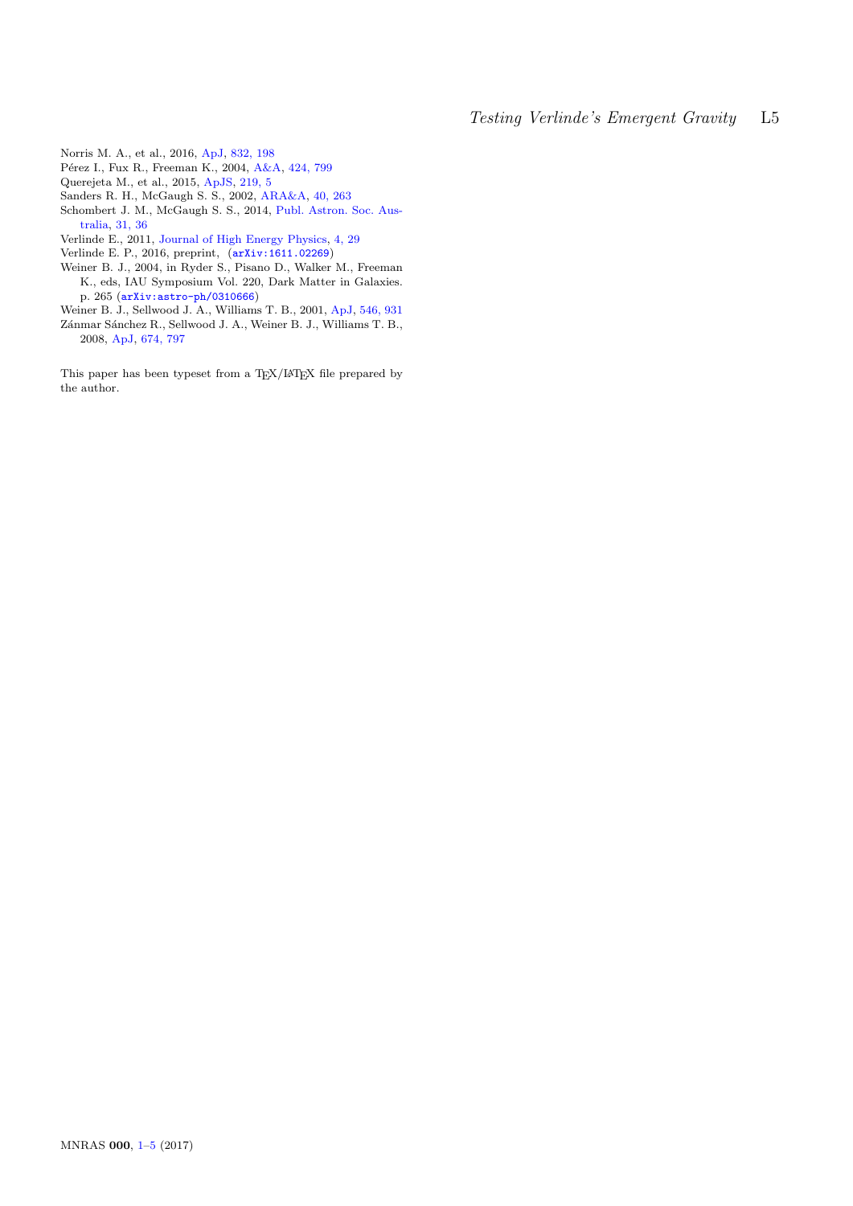Norris M. A., et al., 2016, ApJ, 832, 198

Pérez I., Fux R., Freeman K., 2004, A&A, 424, 799

Querejeta M., et al., 2015, ApJS, 219, 5

Sanders R. H., McGaugh S. S., 2002, ARA&A, 40, 263

Schombert J. M., McGaugh S. S., 2014, Publ. Astron. Soc. Australia, 31, 36

Verlinde E., 2011, Journal of High Energy Physics, 4, 29

Verlinde E. P., 2016, preprint, (arXiv:1611.02269)

Weiner B. J., 2004, in Ryder S., Pisano D., Walker M., Freeman K., eds, IAU Symposium Vol. 220, Dark Matter in Galaxies. p. 265 (arXiv:astro-ph/0310666)

Weiner B. J., Sellwood J. A., Williams T. B., 2001, ApJ, 546, 931

Zánmar Sánchez R., Sellwood J. A., Weiner B. J., Williams T. B., 2008, ApJ, 674, 797

This paper has been typeset from a TEX/LATEX file prepared by the author.